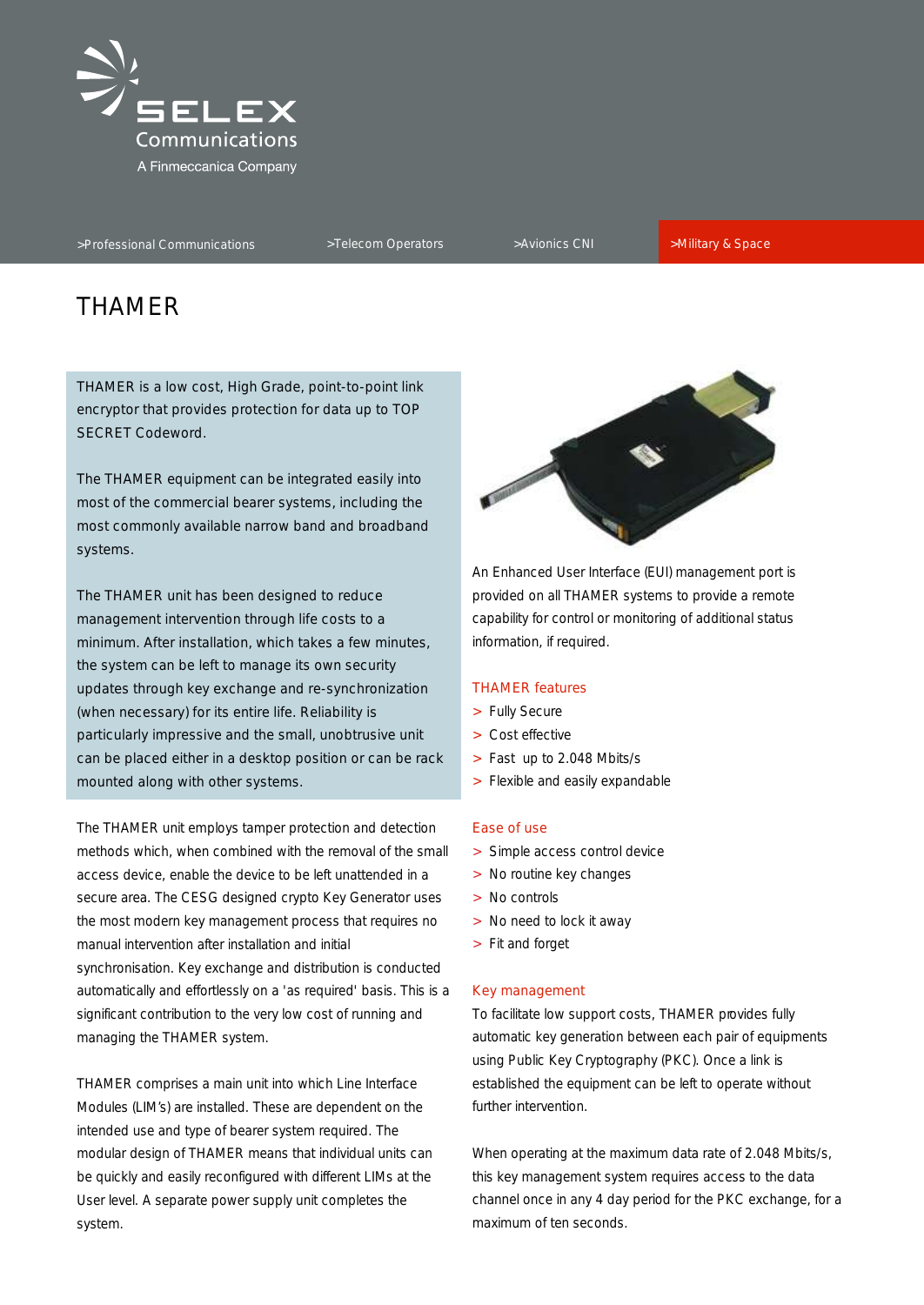SELEX Communications

A Finmeccanica Company

>Professional Communications >Telecom Operators >Avionics CNI >Military & Space

# THAMER

THAMER is a low cost, High Grade, point-to-point link encryptor that provides protection for data up to TOP SECRET Codeword.

The THAMER equipment can be integrated easily into most of the commercial bearer systems, including the most commonly available narrow band and broadband systems.

The THAMER unit has been designed to reduce management intervention through life costs to a minimum. After installation, which takes a few minutes, the system can be left to manage its own security updates through key exchange and re-synchronization (when necessary) for its entire life. Reliability is particularly impressive and the small, unobtrusive unit can be placed either in a desktop position or can be rack mounted along with other systems.

The THAMER unit employs tamper protection and detection methods which, when combined with the removal of the small access device, enable the device to be left unattended in a secure area. The CESG designed crypto Key Generator uses the most modern key management process that requires no manual intervention after installation and initial synchronisation. Key exchange and distribution is conducted automatically and effortlessly on a 'as required' basis. This is a significant contribution to the very low cost of running and managing the THAMER system.

THAMER comprises a main unit into which Line Interface Modules (LIM's) are installed. These are dependent on the intended use and type of bearer system required. The modular design of THAMER means that individual units can be quickly and easily reconfigured with different LIMs at the User level. A separate power supply unit completes the system.

An Enhanced User Interface (EUI) management port is provided on all THAMER systems to provide a remote capability for control or monitoring of additional status information, if required.

## THAMER features

- Fully Secure
- Cost effective
- Fast up to 2.048 Mbits/s
- Flexible and easily expandable

## Ease of use

- Simple access control device
- No routine key changes
- No controls
- No need to lock it away
- Fit and forget

## Key management

To facilitate low support costs, THAMER provides fully automatic key generation between each pair of equipments using Public Key Cryptography (PKC). Once a link is established the equipment can be left to operate without further intervention.

When operating at the maximum data rate of 2.048 Mbits/s, this key management system requires access to the data channel once in any 4 day period for the PKC exchange, for a maximum of ten seconds.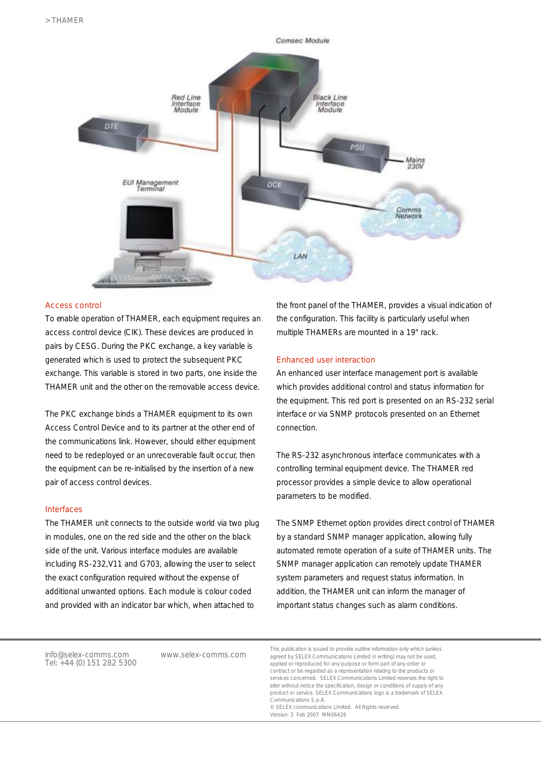Comsec Module

Red Line Interface Module

Black Line Interface Module

DTE

PSU

Mains 230V

EUI Management Terminal

DCE

Comms Network

LAN

## Access control

To enable operation of THAMER, each equipment requires an access control device (CIK). These devices are produced in pairs by CESG. During the PKC exchange, a key variable is generated which is used to protect the subsequent PKC exchange. This variable is stored in two parts, one inside the THAMER unit and the other on the removable access device.

The PKC exchange binds a THAMER equipment to its own Access Control Device and to its partner at the other end of the communications link. However, should either equipment need to be redeployed or an unrecoverable fault occur, then the equipment can be re-initialised by the insertion of a new pair of access control devices.

## Interfaces

The THAMER unit connects to the outside world via two plug in modules, one on the red side and the other on the black side of the unit. Various interface modules are available including RS-232,V11 and G703, allowing the user to select the exact configuration required without the expense of additional unwanted options. Each module is colour coded and provided with an indicator bar which, when attached to the front panel of the THAMER, provides a visual indication of the configuration. This facility is particularly useful when multiple THAMERs are mounted in a 19" rack.

## Enhanced user interaction

An enhanced user interface management port is available which provides additional control and status information for the equipment. This red port is presented on an RS-232 serial interface or via SNMP protocols presented on an Ethernet connection.

The RS-232 asynchronous interface communicates with a controlling terminal equipment device. The THAMER red processor provides a simple device to allow operational parameters to be modified.

The SNMP Ethernet option provides direct control of THAMER by a standard SNMP manager application, allowing fully automated remote operation of a suite of THAMER units. The SNMP manager application can remotely update THAMER system parameters and request status information. In addition, the THAMER unit can inform the manager of important status changes such as alarm conditions.

info@selex-comms.com
Tel: +44 (0) 151 282 5300

www.selex-comms.com

This publication is issued to provide outline information only which (unless agreed by SELEX Communications Limited in writing) may not be used, applied or reproduced for any purpose or form part of any order or contract or be regarded as a representation relating to the products or services concerned. SELEX Communications Limited reserves the right to alter without notice the specification, design or conditions of supply of any product or service. SELEX Communications logo is a trademark of SELEX Communications S.p.A.
© SELEX communications Limited. All Rights reserved.
Version: 3 Feb 2007 MM06426